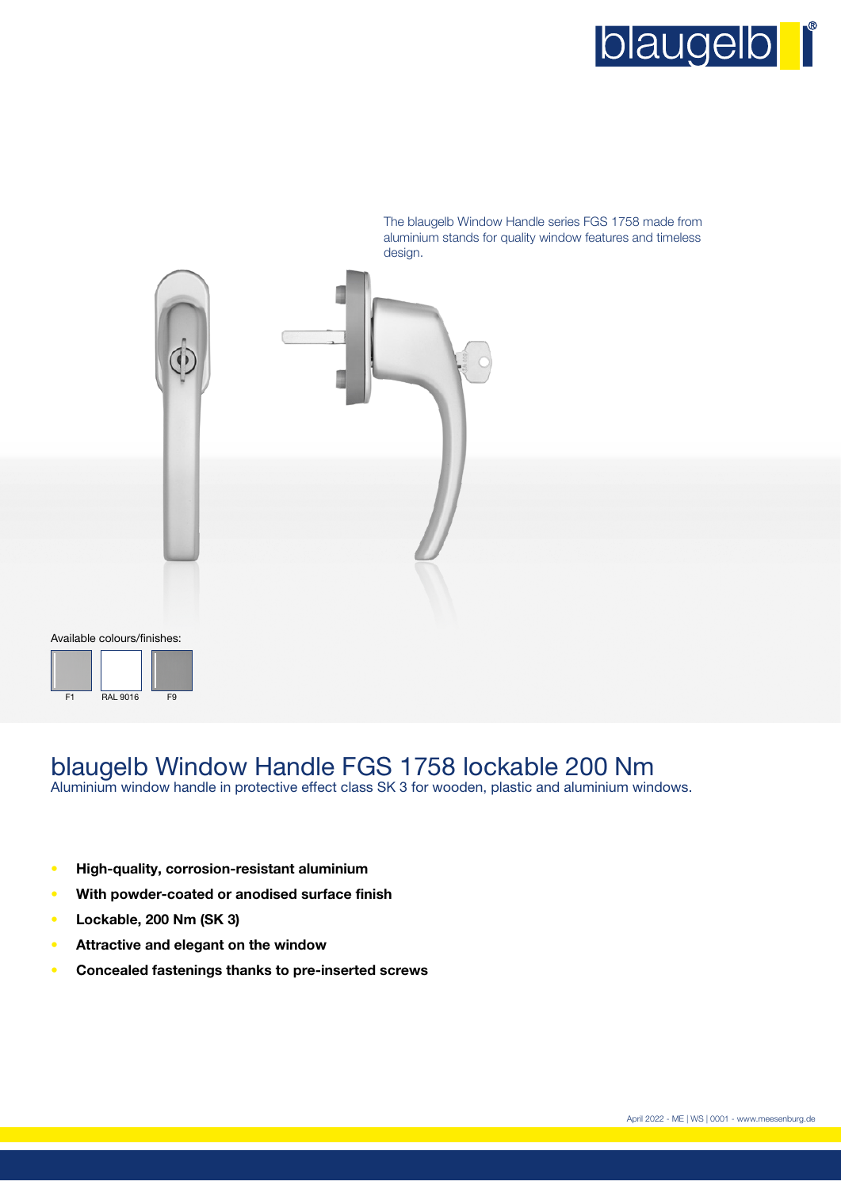The blaugelb Window Handle series FGS 1758 made from aluminium stands for quality window features and timeless design.

Available colours/finishes:

F1 | RAL 9016 | F9

# blaugelb Window Handle FGS 1758 lockable 200 Nm

Aluminium window handle in protective effect class SK 3 for wooden, plastic and aluminium windows.

- **High-quality, corrosion-resistant aluminium**
- **With powder-coated or anodised surface finish**
- **Lockable, 200 Nm (SK 3)**
- **Attractive and elegant on the window**
- **Concealed fastenings thanks to pre-inserted screws**

April 2022 - ME | WS | 0001 - www.meesenburg.de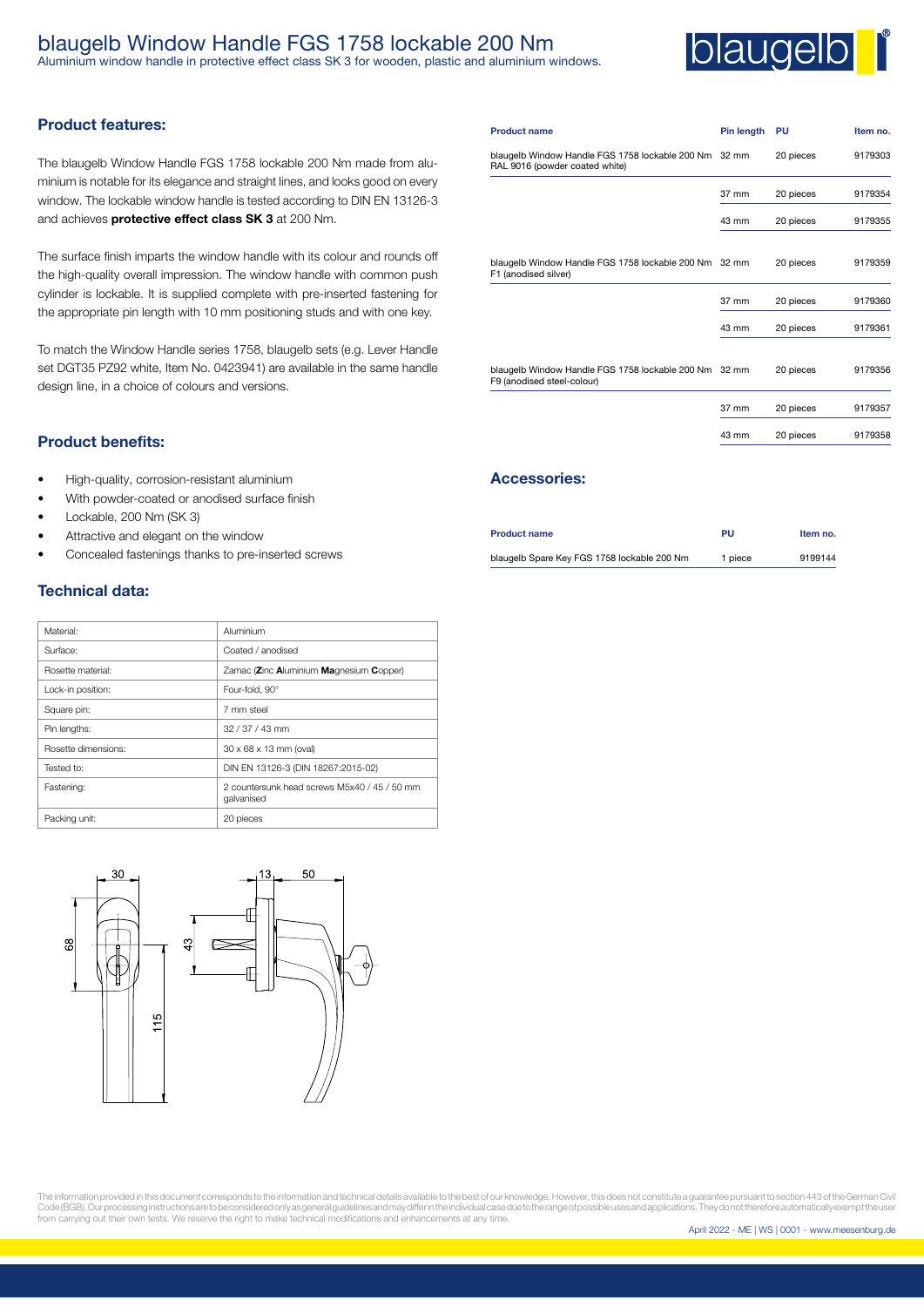# blaugelb Window Handle FGS 1758 lockable 200 Nm

Aluminium window handle in protective effect class SK 3 for wooden, plastic and aluminium windows.

## Product features:

The blaugelb Window Handle FGS 1758 lockable 200 Nm made from aluminium is notable for its elegance and straight lines, and looks good on every window. The lockable window handle is tested according to DIN EN 13126-3 and achieves **protective effect class SK 3** at 200 Nm.

The surface finish imparts the window handle with its colour and rounds off the high-quality overall impression. The window handle with common push cylinder is lockable. It is supplied complete with pre-inserted fastening for the appropriate pin length with 10 mm positioning studs and with one key.

To match the Window Handle series 1758, blaugelb sets (e.g. Lever Handle set DGT35 PZ92 white, Item No. 0423941) are available in the same handle design line, in a choice of colours and versions.

## Product benefits:

- High-quality, corrosion-resistant aluminium
- With powder-coated or anodised surface finish
- Lockable, 200 Nm (SK 3)
- Attractive and elegant on the window
- Concealed fastenings thanks to pre-inserted screws

## Technical data:

| | |
|---|---|
| Material: | Aluminium |
| Surface: | Coated / anodised |
| Rosette material: | Zamac (**Z**inc **A**luminium **Ma**gnesium **C**opper) |
| Lock-in position: | Four-fold, 90° |
| Square pin: | 7 mm steel |
| Pin lengths: | 32 / 37 / 43 mm |
| Rosette dimensions: | 30 x 68 x 13 mm (oval) |
| Tested to: | DIN EN 13126-3 (DIN 18267:2015-02) |
| Fastening: | 2 countersunk head screws M5x40 / 45 / 50 mm galvanised |
| Packing unit: | 20 pieces |

30
68
115
13
50
43

| Product name | Pin length | PU | Item no. |
|---|---|---|---|
| blaugelb Window Handle FGS 1758 lockable 200 Nm RAL 9016 (powder coated white) | 32 mm | 20 pieces | 9179303 |
| | 37 mm | 20 pieces | 9179354 |
| | 43 mm | 20 pieces | 9179355 |
| blaugelb Window Handle FGS 1758 lockable 200 Nm F1 (anodised silver) | 32 mm | 20 pieces | 9179359 |
| | 37 mm | 20 pieces | 9179360 |
| | 43 mm | 20 pieces | 9179361 |
| blaugelb Window Handle FGS 1758 lockable 200 Nm F9 (anodised steel-colour) | 32 mm | 20 pieces | 9179356 |
| | 37 mm | 20 pieces | 9179357 |
| | 43 mm | 20 pieces | 9179358 |

## Accessories:

| Product name | PU | Item no. |
|---|---|---|
| blaugelb Spare Key FGS 1758 lockable 200 Nm | 1 piece | 9199144 |

The information provided in this document corresponds to the information and technical details available to the best of our knowledge. However, this does not constitute a guarantee pursuant to section 443 of the German Civil Code (BGB). Our processing instructions are to be considered only as general guidelines and may differ in the individual case due to the range of possible uses and applications. They do not therefore automatically exempt the user from carrying out their own tests. We reserve the right to make technical modifications and enhancements at any time.

April 2022 - ME | WS | 0001 - www.meesenburg.de